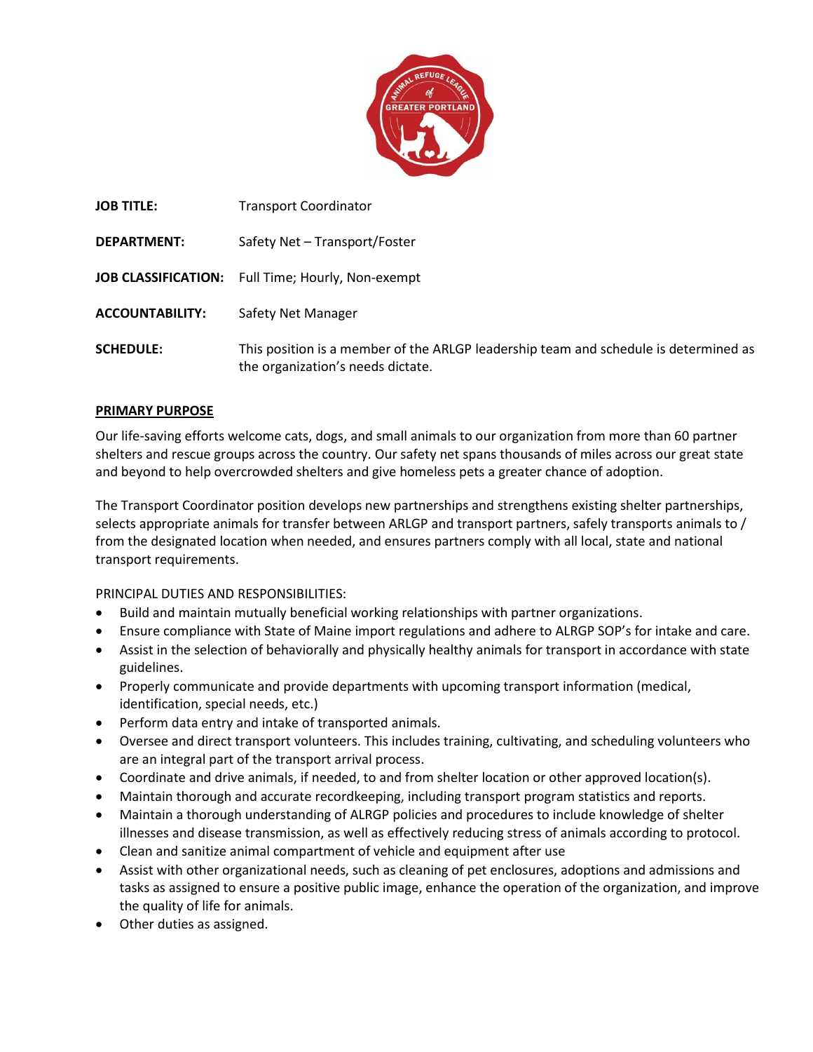**JOB TITLE:** Transport Coordinator

**DEPARTMENT:** Safety Net – Transport/Foster

**JOB CLASSIFICATION:** Full Time; Hourly, Non-exempt

**ACCOUNTABILITY:** Safety Net Manager

**SCHEDULE:** This position is a member of the ARLGP leadership team and schedule is determined as the organization's needs dictate.

## PRIMARY PURPOSE

Our life-saving efforts welcome cats, dogs, and small animals to our organization from more than 60 partner shelters and rescue groups across the country. Our safety net spans thousands of miles across our great state and beyond to help overcrowded shelters and give homeless pets a greater chance of adoption.

The Transport Coordinator position develops new partnerships and strengthens existing shelter partnerships, selects appropriate animals for transfer between ARLGP and transport partners, safely transports animals to / from the designated location when needed, and ensures partners comply with all local, state and national transport requirements.

PRINCIPAL DUTIES AND RESPONSIBILITIES:

- Build and maintain mutually beneficial working relationships with partner organizations.
- Ensure compliance with State of Maine import regulations and adhere to ALRGP SOP's for intake and care.
- Assist in the selection of behaviorally and physically healthy animals for transport in accordance with state guidelines.
- Properly communicate and provide departments with upcoming transport information (medical, identification, special needs, etc.)
- Perform data entry and intake of transported animals.
- Oversee and direct transport volunteers. This includes training, cultivating, and scheduling volunteers who are an integral part of the transport arrival process.
- Coordinate and drive animals, if needed, to and from shelter location or other approved location(s).
- Maintain thorough and accurate recordkeeping, including transport program statistics and reports.
- Maintain a thorough understanding of ALRGP policies and procedures to include knowledge of shelter illnesses and disease transmission, as well as effectively reducing stress of animals according to protocol.
- Clean and sanitize animal compartment of vehicle and equipment after use
- Assist with other organizational needs, such as cleaning of pet enclosures, adoptions and admissions and tasks as assigned to ensure a positive public image, enhance the operation of the organization, and improve the quality of life for animals.
- Other duties as assigned.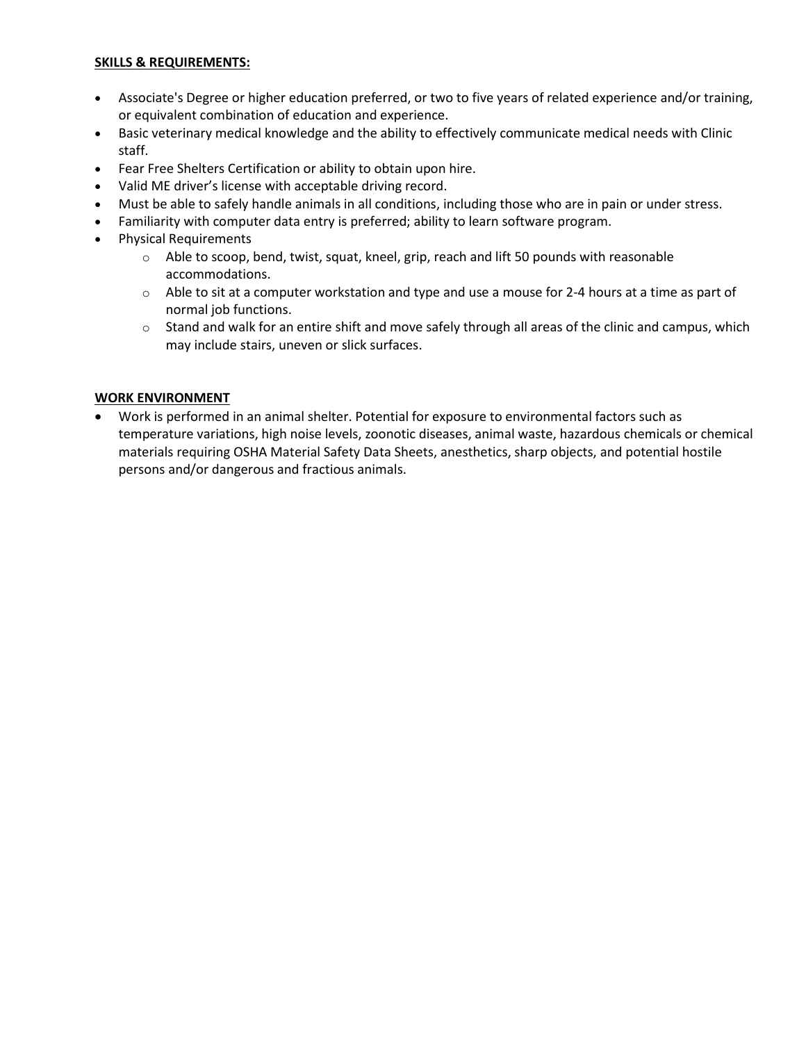**SKILLS & REQUIREMENTS:**

- Associate's Degree or higher education preferred, or two to five years of related experience and/or training, or equivalent combination of education and experience.
- Basic veterinary medical knowledge and the ability to effectively communicate medical needs with Clinic staff.
- Fear Free Shelters Certification or ability to obtain upon hire.
- Valid ME driver's license with acceptable driving record.
- Must be able to safely handle animals in all conditions, including those who are in pain or under stress.
- Familiarity with computer data entry is preferred; ability to learn software program.
- Physical Requirements
  - Able to scoop, bend, twist, squat, kneel, grip, reach and lift 50 pounds with reasonable accommodations.
  - Able to sit at a computer workstation and type and use a mouse for 2-4 hours at a time as part of normal job functions.
  - Stand and walk for an entire shift and move safely through all areas of the clinic and campus, which may include stairs, uneven or slick surfaces.

**WORK ENVIRONMENT**

- Work is performed in an animal shelter. Potential for exposure to environmental factors such as temperature variations, high noise levels, zoonotic diseases, animal waste, hazardous chemicals or chemical materials requiring OSHA Material Safety Data Sheets, anesthetics, sharp objects, and potential hostile persons and/or dangerous and fractious animals.